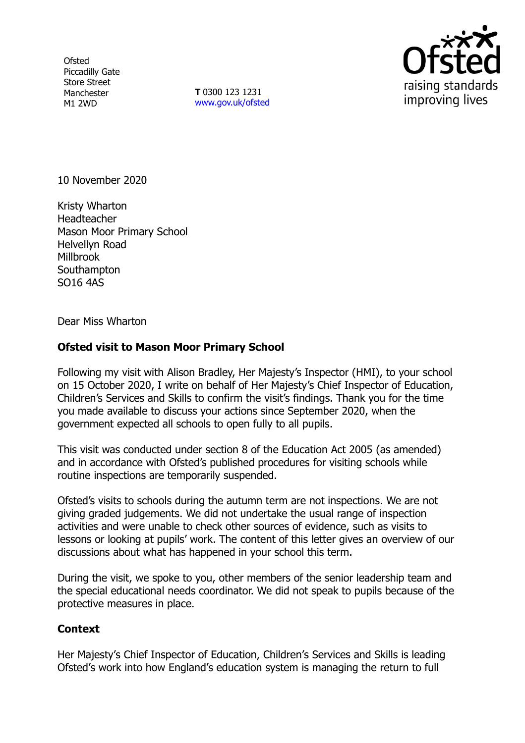Ofsted
Piccadilly Gate
Store Street
Manchester
M1 2WD

**T** 0300 123 1231
www.gov.uk/ofsted

10 November 2020

Kristy Wharton
Headteacher
Mason Moor Primary School
Helvellyn Road
Millbrook
Southampton
SO16 4AS

Dear Miss Wharton

**Ofsted visit to Mason Moor Primary School**

Following my visit with Alison Bradley, Her Majesty's Inspector (HMI), to your school on 15 October 2020, I write on behalf of Her Majesty's Chief Inspector of Education, Children's Services and Skills to confirm the visit's findings. Thank you for the time you made available to discuss your actions since September 2020, when the government expected all schools to open fully to all pupils.

This visit was conducted under section 8 of the Education Act 2005 (as amended) and in accordance with Ofsted's published procedures for visiting schools while routine inspections are temporarily suspended.

Ofsted's visits to schools during the autumn term are not inspections. We are not giving graded judgements. We did not undertake the usual range of inspection activities and were unable to check other sources of evidence, such as visits to lessons or looking at pupils' work. The content of this letter gives an overview of our discussions about what has happened in your school this term.

During the visit, we spoke to you, other members of the senior leadership team and the special educational needs coordinator. We did not speak to pupils because of the protective measures in place.

**Context**

Her Majesty's Chief Inspector of Education, Children's Services and Skills is leading Ofsted's work into how England's education system is managing the return to full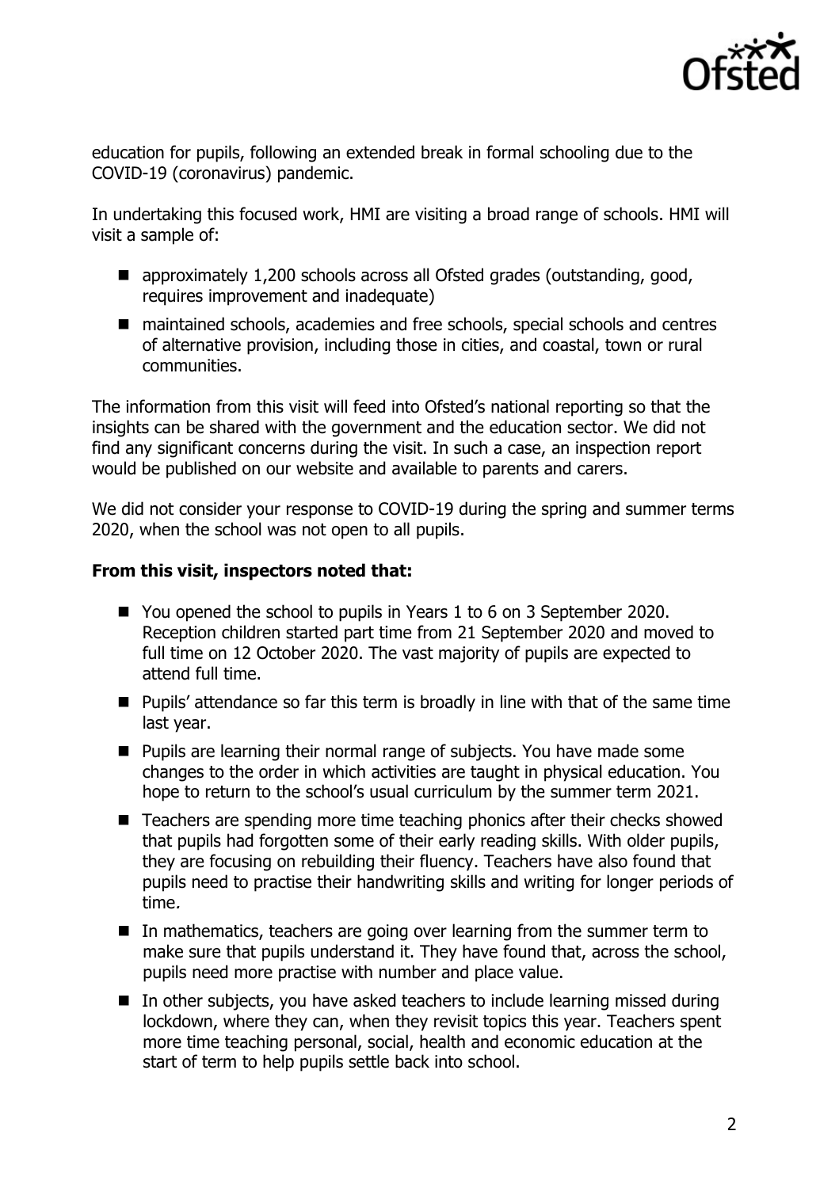education for pupils, following an extended break in formal schooling due to the COVID-19 (coronavirus) pandemic.

In undertaking this focused work, HMI are visiting a broad range of schools. HMI will visit a sample of:

- approximately 1,200 schools across all Ofsted grades (outstanding, good, requires improvement and inadequate)
- maintained schools, academies and free schools, special schools and centres of alternative provision, including those in cities, and coastal, town or rural communities.

The information from this visit will feed into Ofsted's national reporting so that the insights can be shared with the government and the education sector. We did not find any significant concerns during the visit. In such a case, an inspection report would be published on our website and available to parents and carers.

We did not consider your response to COVID-19 during the spring and summer terms 2020, when the school was not open to all pupils.

**From this visit, inspectors noted that:**

- You opened the school to pupils in Years 1 to 6 on 3 September 2020. Reception children started part time from 21 September 2020 and moved to full time on 12 October 2020. The vast majority of pupils are expected to attend full time.
- Pupils' attendance so far this term is broadly in line with that of the same time last year.
- Pupils are learning their normal range of subjects. You have made some changes to the order in which activities are taught in physical education. You hope to return to the school's usual curriculum by the summer term 2021.
- Teachers are spending more time teaching phonics after their checks showed that pupils had forgotten some of their early reading skills. With older pupils, they are focusing on rebuilding their fluency. Teachers have also found that pupils need to practise their handwriting skills and writing for longer periods of time.
- In mathematics, teachers are going over learning from the summer term to make sure that pupils understand it. They have found that, across the school, pupils need more practise with number and place value.
- In other subjects, you have asked teachers to include learning missed during lockdown, where they can, when they revisit topics this year. Teachers spent more time teaching personal, social, health and economic education at the start of term to help pupils settle back into school.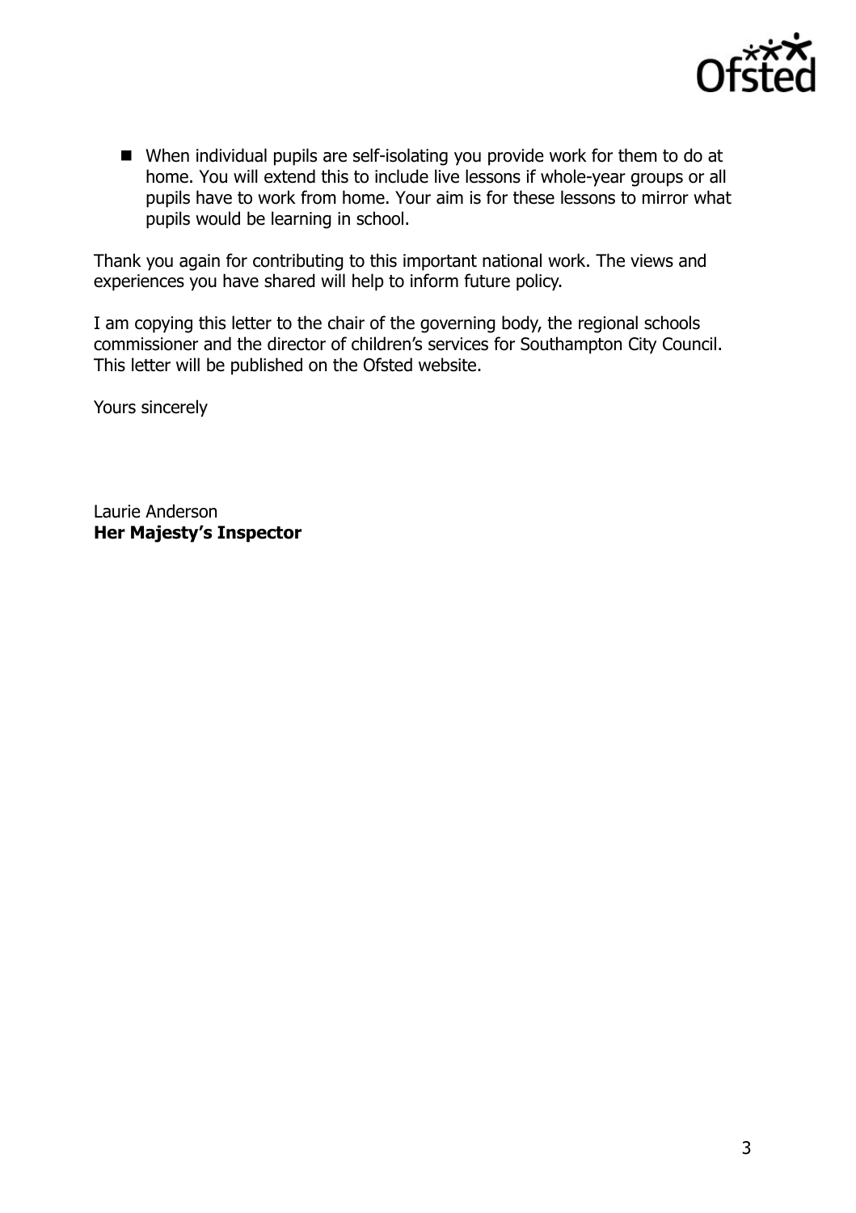- When individual pupils are self-isolating you provide work for them to do at home. You will extend this to include live lessons if whole-year groups or all pupils have to work from home. Your aim is for these lessons to mirror what pupils would be learning in school.

Thank you again for contributing to this important national work. The views and experiences you have shared will help to inform future policy.

I am copying this letter to the chair of the governing body, the regional schools commissioner and the director of children's services for Southampton City Council. This letter will be published on the Ofsted website.

Yours sincerely

Laurie Anderson
**Her Majesty's Inspector**